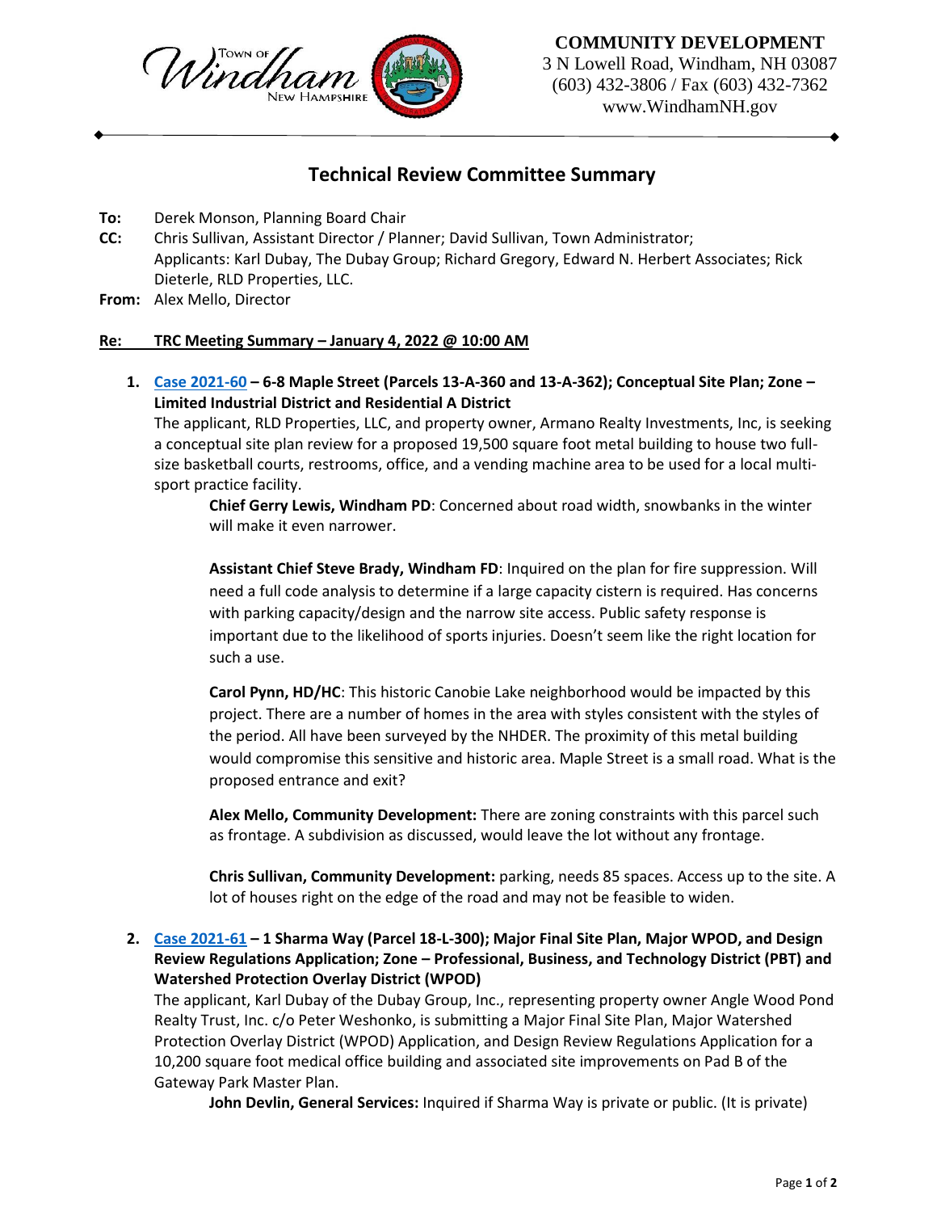Town of Windham New Hampshire

**COMMUNITY DEVELOPMENT**
3 N Lowell Road, Windham, NH 03087
(603) 432-3806 / Fax (603) 432-7362
www.WindhamNH.gov

# Technical Review Committee Summary

**To:** Derek Monson, Planning Board Chair
**CC:** Chris Sullivan, Assistant Director / Planner; David Sullivan, Town Administrator; Applicants: Karl Dubay, The Dubay Group; Richard Gregory, Edward N. Herbert Associates; Rick Dieterle, RLD Properties, LLC.
**From:** Alex Mello, Director

**Re: TRC Meeting Summary – January 4, 2022 @ 10:00 AM**

1. **Case 2021-60 – 6-8 Maple Street (Parcels 13-A-360 and 13-A-362); Conceptual Site Plan; Zone – Limited Industrial District and Residential A District**
   The applicant, RLD Properties, LLC, and property owner, Armano Realty Investments, Inc, is seeking a conceptual site plan review for a proposed 19,500 square foot metal building to house two full-size basketball courts, restrooms, office, and a vending machine area to be used for a local multi-sport practice facility.

   **Chief Gerry Lewis, Windham PD**: Concerned about road width, snowbanks in the winter will make it even narrower.

   **Assistant Chief Steve Brady, Windham FD**: Inquired on the plan for fire suppression. Will need a full code analysis to determine if a large capacity cistern is required. Has concerns with parking capacity/design and the narrow site access. Public safety response is important due to the likelihood of sports injuries. Doesn't seem like the right location for such a use.

   **Carol Pynn, HD/HC**: This historic Canobie Lake neighborhood would be impacted by this project. There are a number of homes in the area with styles consistent with the styles of the period. All have been surveyed by the NHDER. The proximity of this metal building would compromise this sensitive and historic area. Maple Street is a small road. What is the proposed entrance and exit?

   **Alex Mello, Community Development:** There are zoning constraints with this parcel such as frontage. A subdivision as discussed, would leave the lot without any frontage.

   **Chris Sullivan, Community Development:** parking, needs 85 spaces. Access up to the site. A lot of houses right on the edge of the road and may not be feasible to widen.

2. **Case 2021-61 – 1 Sharma Way (Parcel 18-L-300); Major Final Site Plan, Major WPOD, and Design Review Regulations Application; Zone – Professional, Business, and Technology District (PBT) and Watershed Protection Overlay District (WPOD)**
   The applicant, Karl Dubay of the Dubay Group, Inc., representing property owner Angle Wood Pond Realty Trust, Inc. c/o Peter Weshonko, is submitting a Major Final Site Plan, Major Watershed Protection Overlay District (WPOD) Application, and Design Review Regulations Application for a 10,200 square foot medical office building and associated site improvements on Pad B of the Gateway Park Master Plan.

   **John Devlin, General Services:** Inquired if Sharma Way is private or public. (It is private)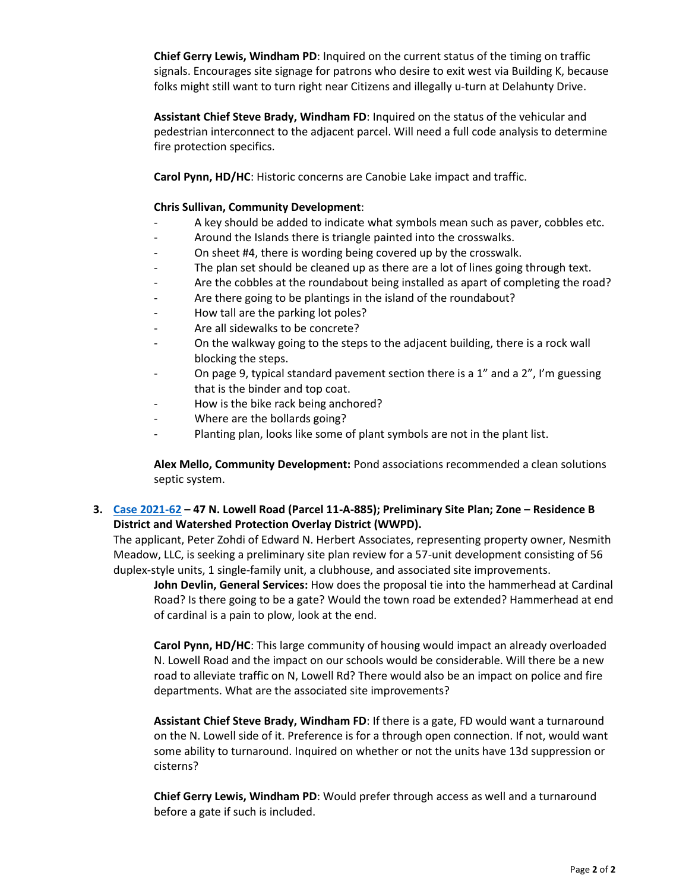**Chief Gerry Lewis, Windham PD**: Inquired on the current status of the timing on traffic signals. Encourages site signage for patrons who desire to exit west via Building K, because folks might still want to turn right near Citizens and illegally u-turn at Delahunty Drive.

**Assistant Chief Steve Brady, Windham FD**: Inquired on the status of the vehicular and pedestrian interconnect to the adjacent parcel. Will need a full code analysis to determine fire protection specifics.

**Carol Pynn, HD/HC**: Historic concerns are Canobie Lake impact and traffic.

**Chris Sullivan, Community Development**:

- A key should be added to indicate what symbols mean such as paver, cobbles etc.
- Around the Islands there is triangle painted into the crosswalks.
- On sheet #4, there is wording being covered up by the crosswalk.
- The plan set should be cleaned up as there are a lot of lines going through text.
- Are the cobbles at the roundabout being installed as apart of completing the road?
- Are there going to be plantings in the island of the roundabout?
- How tall are the parking lot poles?
- Are all sidewalks to be concrete?
- On the walkway going to the steps to the adjacent building, there is a rock wall blocking the steps.
- On page 9, typical standard pavement section there is a 1" and a 2", I'm guessing that is the binder and top coat.
- How is the bike rack being anchored?
- Where are the bollards going?
- Planting plan, looks like some of plant symbols are not in the plant list.

**Alex Mello, Community Development:** Pond associations recommended a clean solutions septic system.

3. **Case 2021-62 – 47 N. Lowell Road (Parcel 11-A-885); Preliminary Site Plan; Zone – Residence B District and Watershed Protection Overlay District (WWPD).**

The applicant, Peter Zohdi of Edward N. Herbert Associates, representing property owner, Nesmith Meadow, LLC, is seeking a preliminary site plan review for a 57-unit development consisting of 56 duplex-style units, 1 single-family unit, a clubhouse, and associated site improvements.

**John Devlin, General Services:** How does the proposal tie into the hammerhead at Cardinal Road? Is there going to be a gate? Would the town road be extended? Hammerhead at end of cardinal is a pain to plow, look at the end.

**Carol Pynn, HD/HC**: This large community of housing would impact an already overloaded N. Lowell Road and the impact on our schools would be considerable. Will there be a new road to alleviate traffic on N, Lowell Rd? There would also be an impact on police and fire departments. What are the associated site improvements?

**Assistant Chief Steve Brady, Windham FD**: If there is a gate, FD would want a turnaround on the N. Lowell side of it. Preference is for a through open connection. If not, would want some ability to turnaround. Inquired on whether or not the units have 13d suppression or cisterns?

**Chief Gerry Lewis, Windham PD**: Would prefer through access as well and a turnaround before a gate if such is included.